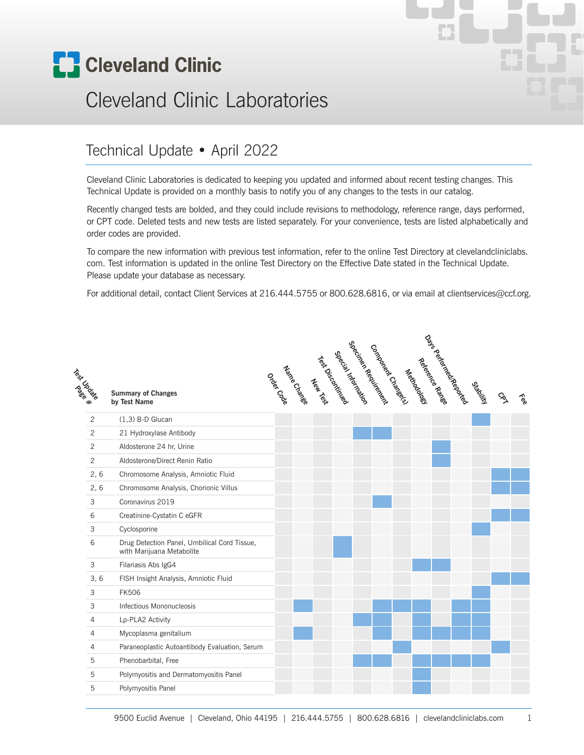# Cleveland Clinic

## Cleveland Clinic Laboratories

## Technical Update • April 2022

Cleveland Clinic Laboratories is dedicated to keeping you updated and informed about recent testing changes. This Technical Update is provided on a monthly basis to notify you of any changes to the tests in our catalog.

Recently changed tests are bolded, and they could include revisions to methodology, reference range, days performed, or CPT code. Deleted tests and new tests are listed separately. For your convenience, tests are listed alphabetically and order codes are provided.

To compare the new information with previous test information, refer to the online Test Directory at clevelandcliniclabs.com. Test information is updated in the online Test Directory on the Effective Date stated in the Technical Update. Please update your database as necessary.

For additional detail, contact Client Services at 216.444.5755 or 800.628.6816, or via email at clientservices@ccf.org.

| Test Update Page # | Summary of Changes by Test Name | Order Code | Name Change | New Test | Test Discontinued | Special Information | Specimen Requirement | Component Change(s) | Methodology | Reference Range | Days Performed/Reported | Stability | CPT | Fee |
|---|---|---|---|---|---|---|---|---|---|---|---|---|---|---|
| 2 | (1,3) B-D Glucan | | | | | | | | | | | X | | |
| 2 | 21 Hydroxylase Antibody | | | | | X | X | | | | | | | |
| 2 | Aldosterone 24 hr, Urine | | | | | | | | | X | | | | |
| 2 | Aldosterone/Direct Renin Ratio | | | | | | | | | X | | | | |
| 2, 6 | Chromosome Analysis, Amniotic Fluid | | | | | | | | | | | | X | X |
| 2, 6 | Chromosome Analysis, Chorionic Villus | | | | | | | | | | | | X | X |
| 3 | Coronavirus 2019 | | | | | | X | | | | | | | |
| 6 | Creatinine-Cystatin C eGFR | | | | | | | | | | | | X | X |
| 3 | Cyclosporine | | | | | | | | | | | X | | |
| 6 | Drug Detection Panel, Umbilical Cord Tissue, with Marijuana Metabolite | | | | X | | | | | | | | | |
| 3 | Filariasis Abs IgG4 | | | | | | | | X | X | | | | |
| 3, 6 | FISH Insight Analysis, Amniotic Fluid | | | | | | | | | | | | X | X |
| 3 | FK506 | | | | | | | | | | | X | | |
| 3 | Infectious Mononucleosis | | X | | | | X | X | X | | X | X | | |
| 4 | Lp-PLA2 Activity | | | | | X | X | | X | | X | X | | |
| 4 | Mycoplasma genitalium | | X | | | | X | | X | X | X | X | | |
| 4 | Paraneoplastic Autoantibody Evaluation, Serum | | | | | | | X | | | | | X | |
| 5 | Phenobarbital, Free | | | | | X | X | | X | X | X | X | | |
| 5 | Polymyositis and Dermatomyositis Panel | | | | | | | | X | | | | | |
| 5 | Polymyositis Panel | | | | | | | | X | | | | | |

9500 Euclid Avenue | Cleveland, Ohio 44195 | 216.444.5755 | 800.628.6816 | clevelandcliniclabs.com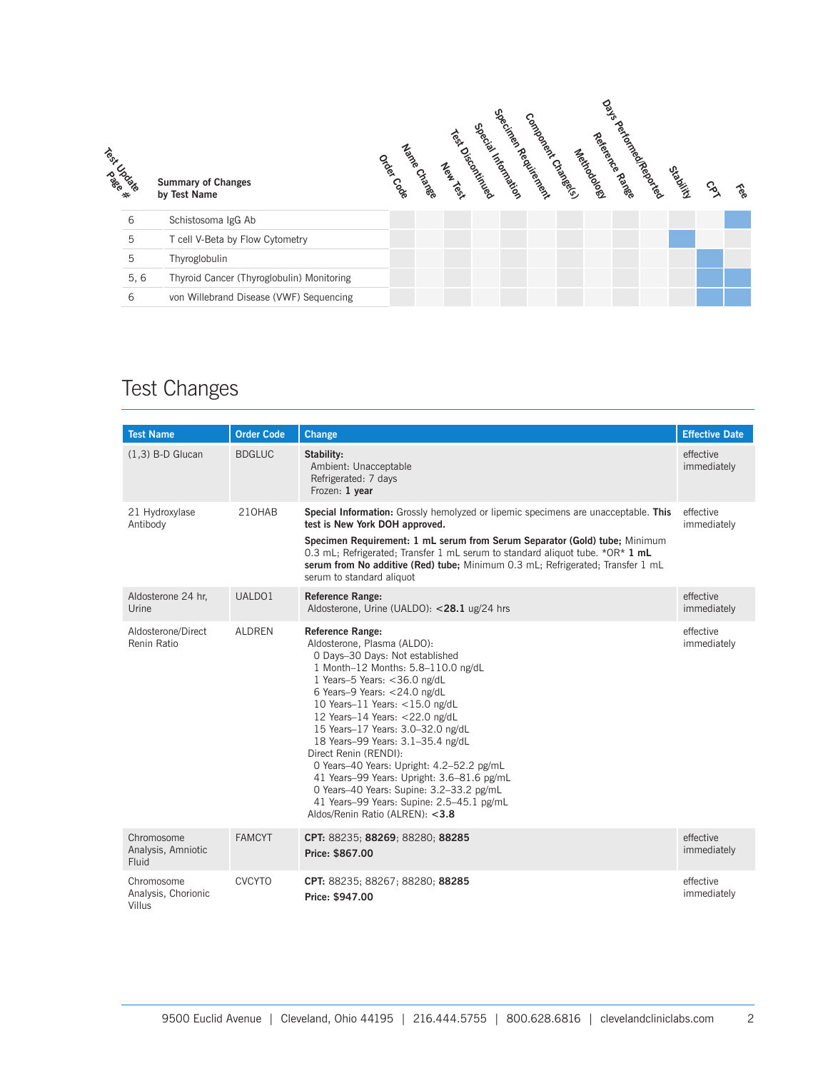| Test Update Page # | Summary of Changes by Test Name | Order Code | Name Change | New Test | Test Discontinued | Special Information | Specimen Requirement | Component Change(s) | Methodology | Reference Range | Days Performed/Reported | Stability | CPT | Fee |
|---|---|---|---|---|---|---|---|---|---|---|---|---|---|---|
| 6 | Schistosoma IgG Ab | | | | | | | | | | | | | X |
| 5 | T cell V-Beta by Flow Cytometry | | | | | | | | | | | X | | |
| 5 | Thyroglobulin | | | | | | | | | | | | X | |
| 5, 6 | Thyroid Cancer (Thyroglobulin) Monitoring | | | | | | | | | | | | X | X |
| 6 | von Willebrand Disease (VWF) Sequencing | | | | | | | | | | | | X | X |

## Test Changes

| Test Name | Order Code | Change | Effective Date |
|---|---|---|---|
| (1,3) B-D Glucan | BDGLUC | **Stability:**<br>Ambient: Unacceptable<br>Refrigerated: 7 days<br>Frozen: **1 year** | effective immediately |
| 21 Hydroxylase Antibody | 21OHAB | **Special Information:** Grossly hemolyzed or lipemic specimens are unacceptable. **This test is New York DOH approved.**<br><br>**Specimen Requirement: 1 mL serum from Serum Separator (Gold) tube;** Minimum 0.3 mL; Refrigerated; Transfer 1 mL serum to standard aliquot tube. *OR* **1 mL serum from No additive (Red) tube;** Minimum 0.3 mL; Refrigerated; Transfer 1 mL serum to standard aliquot | effective immediately |
| Aldosterone 24 hr, Urine | UALDO1 | **Reference Range:**<br>Aldosterone, Urine (UALDO): **<28.1** ug/24 hrs | effective immediately |
| Aldosterone/Direct Renin Ratio | ALDREN | **Reference Range:**<br>Aldosterone, Plasma (ALDO):<br>0 Days–30 Days: Not established<br>1 Month–12 Months: 5.8–110.0 ng/dL<br>1 Years–5 Years: <36.0 ng/dL<br>6 Years–9 Years: <24.0 ng/dL<br>10 Years–11 Years: <15.0 ng/dL<br>12 Years–14 Years: <22.0 ng/dL<br>15 Years–17 Years: 3.0–32.0 ng/dL<br>18 Years–99 Years: 3.1–35.4 ng/dL<br>Direct Renin (RENDI):<br>0 Years–40 Years: Upright: 4.2–52.2 pg/mL<br>41 Years–99 Years: Upright: 3.6–81.6 pg/mL<br>0 Years–40 Years: Supine: 3.2–33.2 pg/mL<br>41 Years–99 Years: Supine: 2.5–45.1 pg/mL<br>Aldos/Renin Ratio (ALREN): **<3.8** | effective immediately |
| Chromosome Analysis, Amniotic Fluid | FAMCYT | **CPT:** 88235; **88269**; 88280; **88285**<br>**Price: $867.00** | effective immediately |
| Chromosome Analysis, Chorionic Villus | CVCYTO | **CPT:** 88235; 88267; 88280; **88285**<br>**Price: $947.00** | effective immediately |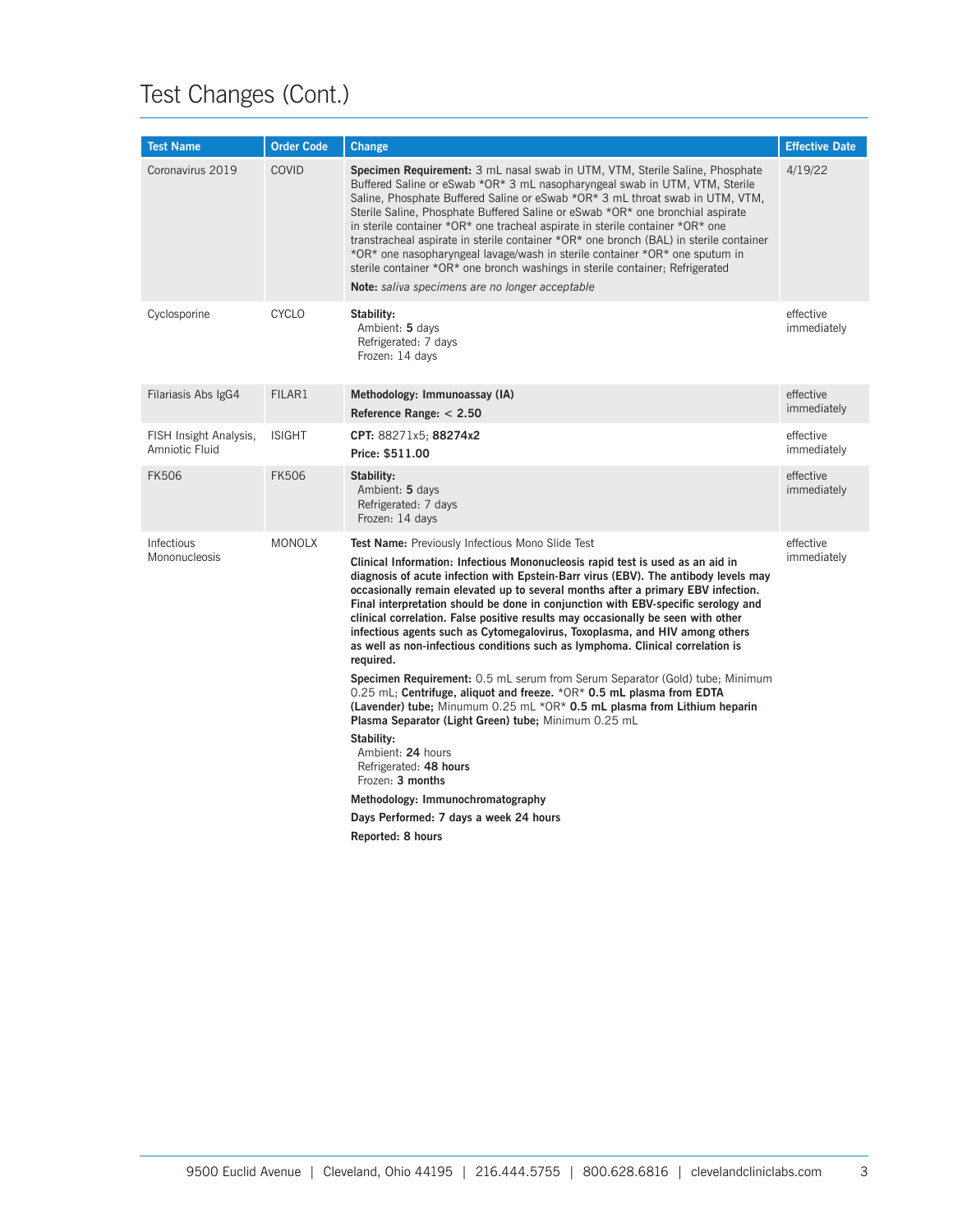# Test Changes (Cont.)

| Test Name | Order Code | Change | Effective Date |
|---|---|---|---|
| Coronavirus 2019 | COVID | **Specimen Requirement:** 3 mL nasal swab in UTM, VTM, Sterile Saline, Phosphate Buffered Saline or eSwab *OR* 3 mL nasopharyngeal swab in UTM, VTM, Sterile Saline, Phosphate Buffered Saline or eSwab *OR* 3 mL throat swab in UTM, VTM, Sterile Saline, Phosphate Buffered Saline or eSwab *OR* one bronchial aspirate in sterile container *OR* one tracheal aspirate in sterile container *OR* one transtracheal aspirate in sterile container *OR* one bronch (BAL) in sterile container *OR* one nasopharyngeal lavage/wash in sterile container *OR* one sputum in sterile container *OR* one bronch washings in sterile container; Refrigerated<br>**Note:** *saliva specimens are no longer acceptable* | 4/19/22 |
| Cyclosporine | CYCLO | **Stability:**<br>Ambient: **5** days<br>Refrigerated: 7 days<br>Frozen: 14 days | effective immediately |
| Filariasis Abs IgG4 | FILAR1 | **Methodology: Immunoassay (IA)**<br>**Reference Range: < 2.50** | effective immediately |
| FISH Insight Analysis, Amniotic Fluid | ISIGHT | **CPT:** 88271x5; **88274x2**<br>**Price: $511.00** | effective immediately |
| FK506 | FK506 | **Stability:**<br>Ambient: **5** days<br>Refrigerated: 7 days<br>Frozen: 14 days | effective immediately |
| Infectious Mononucleosis | MONOLX | **Test Name:** Previously Infectious Mono Slide Test<br>**Clinical Information: Infectious Mononucleosis rapid test is used as an aid in diagnosis of acute infection with Epstein-Barr virus (EBV). The antibody levels may occasionally remain elevated up to several months after a primary EBV infection. Final interpretation should be done in conjunction with EBV-specific serology and clinical correlation. False positive results may occasionally be seen with other infectious agents such as Cytomegalovirus, Toxoplasma, and HIV among others as well as non-infectious conditions such as lymphoma. Clinical correlation is required.**<br>**Specimen Requirement:** 0.5 mL serum from Serum Separator (Gold) tube; Minimum 0.25 mL; **Centrifuge, aliquot and freeze.** *OR* **0.5 mL plasma from EDTA (Lavender) tube;** Minumum 0.25 mL *OR* **0.5 mL plasma from Lithium heparin Plasma Separator (Light Green) tube;** Minimum 0.25 mL<br>**Stability:**<br>Ambient: **24** hours<br>Refrigerated: **48 hours**<br>Frozen: **3 months**<br>**Methodology: Immunochromatography**<br>**Days Performed: 7 days a week 24 hours**<br>**Reported: 8 hours** | effective immediately |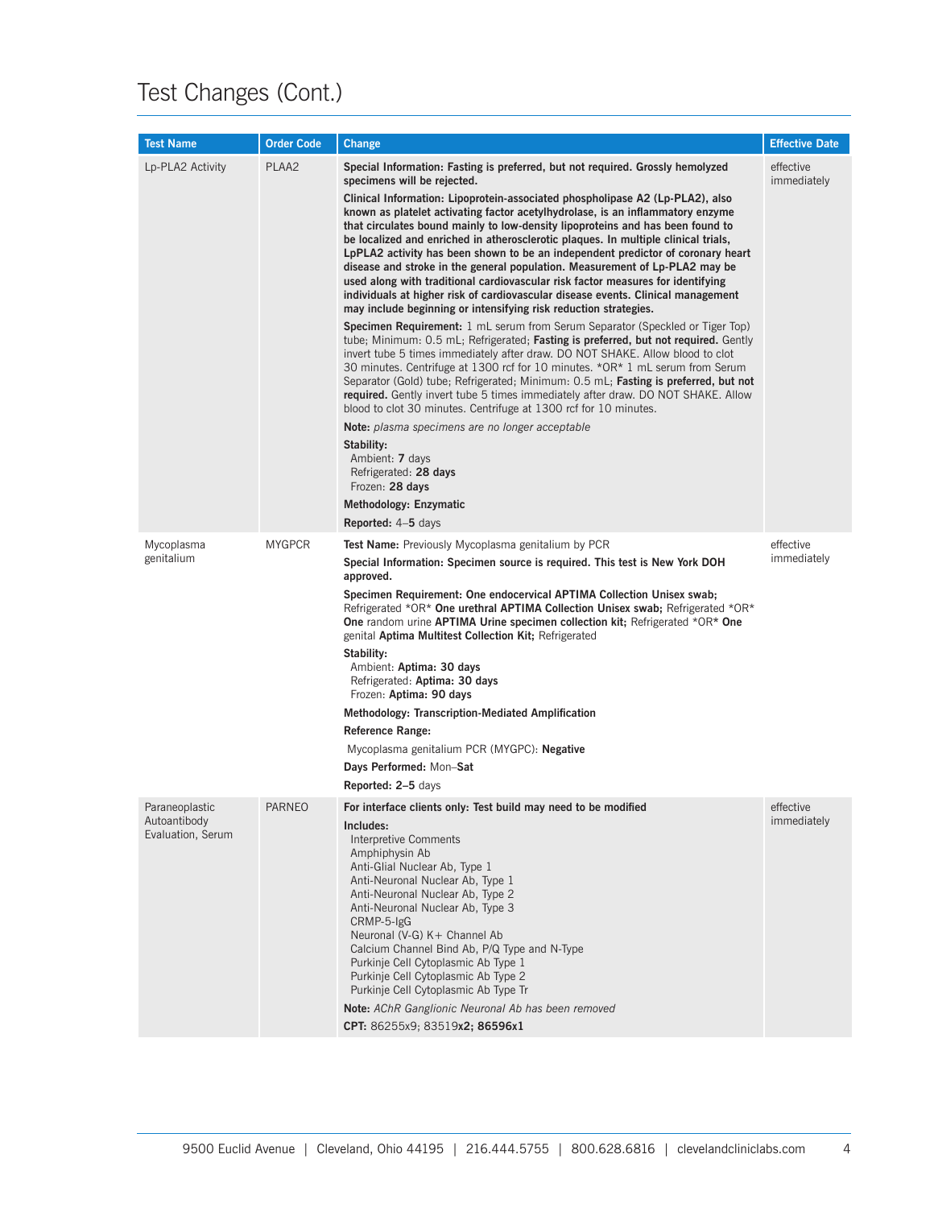# Test Changes (Cont.)

| Test Name | Order Code | Change | Effective Date |
|---|---|---|---|
| Lp-PLA2 Activity | PLAA2 | **Special Information: Fasting is preferred, but not required. Grossly hemolyzed specimens will be rejected.**<br><br>**Clinical Information: Lipoprotein-associated phospholipase A2 (Lp-PLA2), also known as platelet activating factor acetylhydrolase, is an inflammatory enzyme that circulates bound mainly to low-density lipoproteins and has been found to be localized and enriched in atherosclerotic plaques. In multiple clinical trials, LpPLA2 activity has been shown to be an independent predictor of coronary heart disease and stroke in the general population. Measurement of Lp-PLA2 may be used along with traditional cardiovascular risk factor measures for identifying individuals at higher risk of cardiovascular disease events. Clinical management may include beginning or intensifying risk reduction strategies.**<br><br>**Specimen Requirement:** 1 mL serum from Serum Separator (Speckled or Tiger Top) tube; Minimum: 0.5 mL; Refrigerated; **Fasting is preferred, but not required.** Gently invert tube 5 times immediately after draw. DO NOT SHAKE. Allow blood to clot 30 minutes. Centrifuge at 1300 rcf for 10 minutes. *OR* 1 mL serum from Serum Separator (Gold) tube; Refrigerated; Minimum: 0.5 mL; **Fasting is preferred, but not required.** Gently invert tube 5 times immediately after draw. DO NOT SHAKE. Allow blood to clot 30 minutes. Centrifuge at 1300 rcf for 10 minutes.<br><br>**Note:** *plasma specimens are no longer acceptable*<br><br>**Stability:**<br>Ambient: **7** days<br>Refrigerated: **28 days**<br>Frozen: **28 days**<br><br>**Methodology: Enzymatic**<br><br>**Reported:** 4–**5** days | effective immediately |
| Mycoplasma genitalium | MYGPCR | **Test Name:** Previously Mycoplasma genitalium by PCR<br><br>**Special Information: Specimen source is required. This test is New York DOH approved.**<br><br>**Specimen Requirement: One endocervical APTIMA Collection Unisex swab;** Refrigerated *OR* **One urethral APTIMA Collection Unisex swab;** Refrigerated *OR* **One** random urine **APTIMA Urine specimen collection kit;** Refrigerated *OR* **One** genital **Aptima Multitest Collection Kit;** Refrigerated<br><br>**Stability:**<br>Ambient: **Aptima: 30 days**<br>Refrigerated: **Aptima: 30 days**<br>Frozen: **Aptima: 90 days**<br><br>**Methodology: Transcription-Mediated Amplification**<br><br>**Reference Range:**<br>Mycoplasma genitalium PCR (MYGPC): **Negative**<br><br>**Days Performed:** Mon–**Sat**<br><br>**Reported: 2–5** days | effective immediately |
| Paraneoplastic Autoantibody Evaluation, Serum | PARNEO | **For interface clients only: Test build may need to be modified**<br><br>**Includes:**<br>Interpretive Comments<br>Amphiphysin Ab<br>Anti-Glial Nuclear Ab, Type 1<br>Anti-Neuronal Nuclear Ab, Type 1<br>Anti-Neuronal Nuclear Ab, Type 2<br>Anti-Neuronal Nuclear Ab, Type 3<br>CRMP-5-IgG<br>Neuronal (V-G) K+ Channel Ab<br>Calcium Channel Bind Ab, P/Q Type and N-Type<br>Purkinje Cell Cytoplasmic Ab Type 1<br>Purkinje Cell Cytoplasmic Ab Type 2<br>Purkinje Cell Cytoplasmic Ab Type Tr<br><br>**Note:** *AChR Ganglionic Neuronal Ab has been removed*<br><br>**CPT:** 86255x9; 83519**x2; 86596x1** | effective immediately |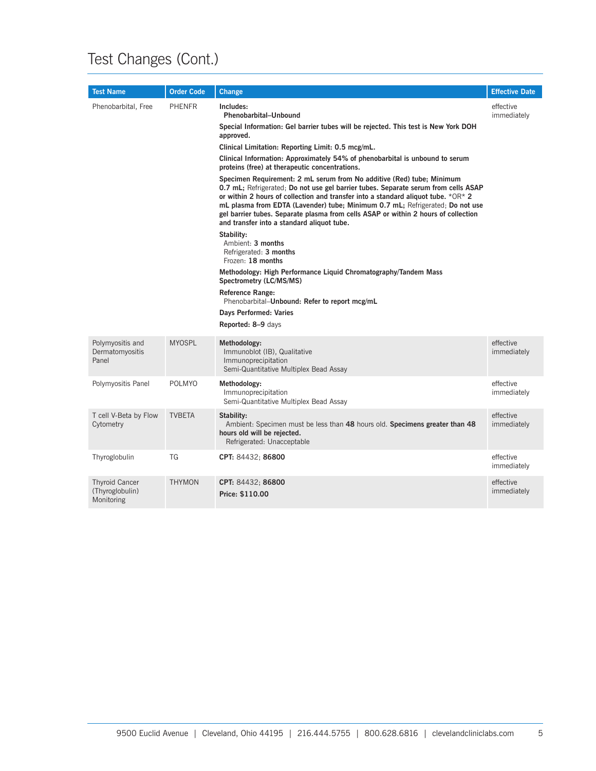# Test Changes (Cont.)

| Test Name | Order Code | Change | Effective Date |
|---|---|---|---|
| Phenobarbital, Free | PHENFR | **Includes:**<br>**Phenobarbital–Unbound**<br>**Special Information: Gel barrier tubes will be rejected. This test is New York DOH approved.**<br>**Clinical Limitation: Reporting Limit: 0.5 mcg/mL.**<br>**Clinical Information: Approximately 54% of phenobarbital is unbound to serum proteins (free) at therapeutic concentrations.**<br>**Specimen Requirement: 2 mL serum from No additive (Red) tube; Minimum 0.7 mL;** Refrigerated; **Do not use gel barrier tubes. Separate serum from cells ASAP or within 2 hours of collection and transfer into a standard aliquot tube.** *OR* **2 mL plasma from EDTA (Lavender) tube; Minimum 0.7 mL;** Refrigerated; **Do not use gel barrier tubes. Separate plasma from cells ASAP or within 2 hours of collection and transfer into a standard aliquot tube.**<br>**Stability:**<br>Ambient: **3 months**<br>Refrigerated: **3 months**<br>Frozen: **18 months**<br>**Methodology: High Performance Liquid Chromatography/Tandem Mass Spectrometry (LC/MS/MS)**<br>**Reference Range:**<br>Phenobarbital–**Unbound: Refer to report mcg/mL**<br>**Days Performed: Varies**<br>**Reported: 8–9** days | effective immediately |
| Polymyositis and Dermatomyositis Panel | MYOSPL | **Methodology:**<br>Immunoblot (IB), Qualitative<br>Immunoprecipitation<br>Semi-Quantitative Multiplex Bead Assay | effective immediately |
| Polymyositis Panel | POLMYO | **Methodology:**<br>Immunoprecipitation<br>Semi-Quantitative Multiplex Bead Assay | effective immediately |
| T cell V-Beta by Flow Cytometry | TVBETA | **Stability:**<br>Ambient: Specimen must be less than **48** hours old. **Specimens greater than 48 hours old will be rejected.**<br>Refrigerated: Unacceptable | effective immediately |
| Thyroglobulin | TG | **CPT:** 84432; **86800** | effective immediately |
| Thyroid Cancer (Thyroglobulin) Monitoring | THYMON | **CPT:** 84432; **86800**<br>**Price: $110.00** | effective immediately |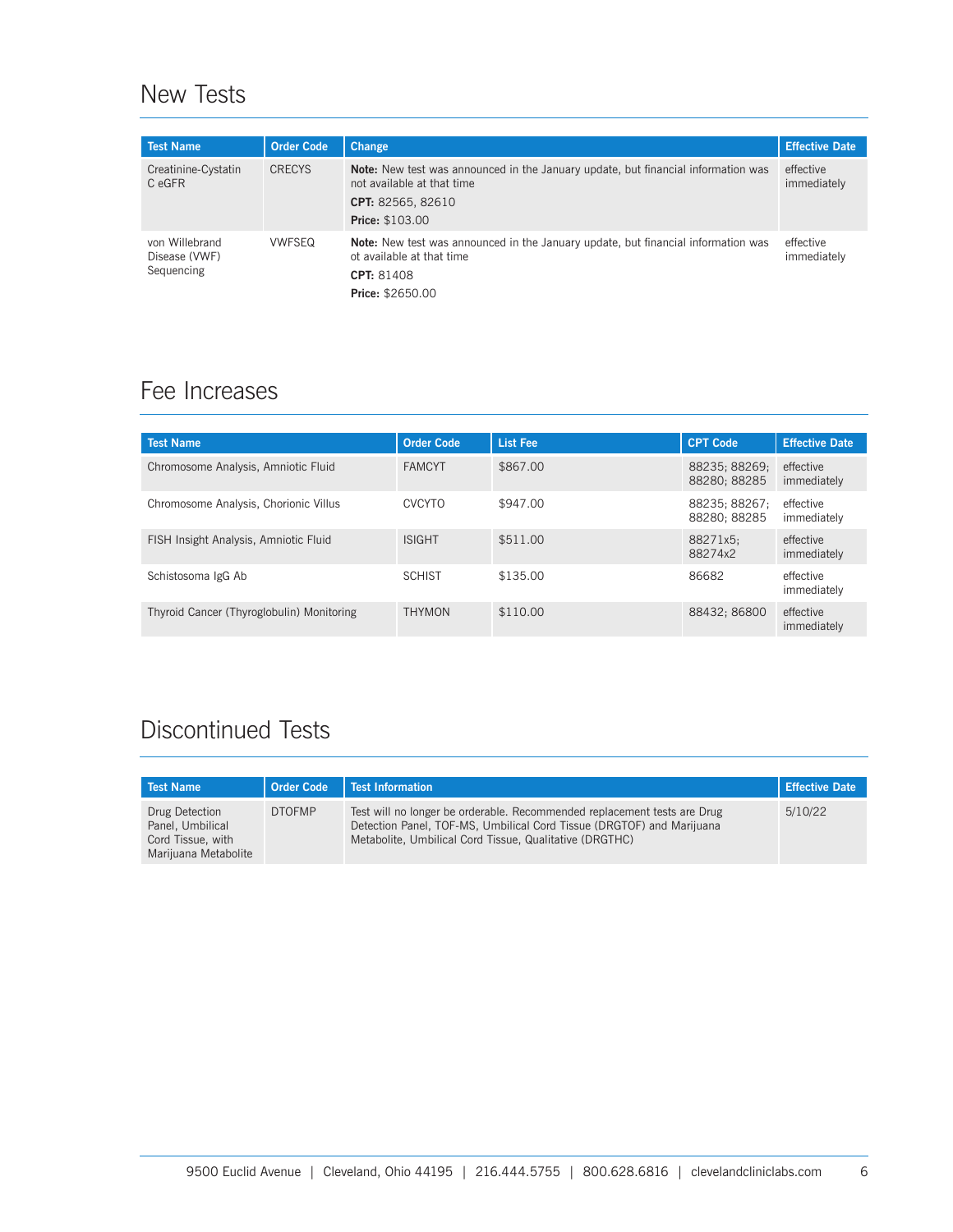## New Tests

| Test Name | Order Code | Change | Effective Date |
| --- | --- | --- | --- |
| Creatinine-Cystatin C eGFR | CRECYS | **Note:** New test was announced in the January update, but financial information was not available at that time<br>**CPT:** 82565, 82610<br>**Price:** $103.00 | effective immediately |
| von Willebrand Disease (VWF) Sequencing | VWFSEQ | **Note:** New test was announced in the January update, but financial information was ot available at that time<br>**CPT:** 81408<br>**Price:** $2650.00 | effective immediately |

## Fee Increases

| Test Name | Order Code | List Fee | CPT Code | Effective Date |
| --- | --- | --- | --- | --- |
| Chromosome Analysis, Amniotic Fluid | FAMCYT | $867.00 | 88235; 88269; 88280; 88285 | effective immediately |
| Chromosome Analysis, Chorionic Villus | CVCYTO | $947.00 | 88235; 88267; 88280; 88285 | effective immediately |
| FISH Insight Analysis, Amniotic Fluid | ISIGHT | $511.00 | 88271x5; 88274x2 | effective immediately |
| Schistosoma IgG Ab | SCHIST | $135.00 | 86682 | effective immediately |
| Thyroid Cancer (Thyroglobulin) Monitoring | THYMON | $110.00 | 88432; 86800 | effective immediately |

## Discontinued Tests

| Test Name | Order Code | Test Information | Effective Date |
| --- | --- | --- | --- |
| Drug Detection Panel, Umbilical Cord Tissue, with Marijuana Metabolite | DTOFMP | Test will no longer be orderable. Recommended replacement tests are Drug Detection Panel, TOF-MS, Umbilical Cord Tissue (DRGTOF) and Marijuana Metabolite, Umbilical Cord Tissue, Qualitative (DRGTHC) | 5/10/22 |